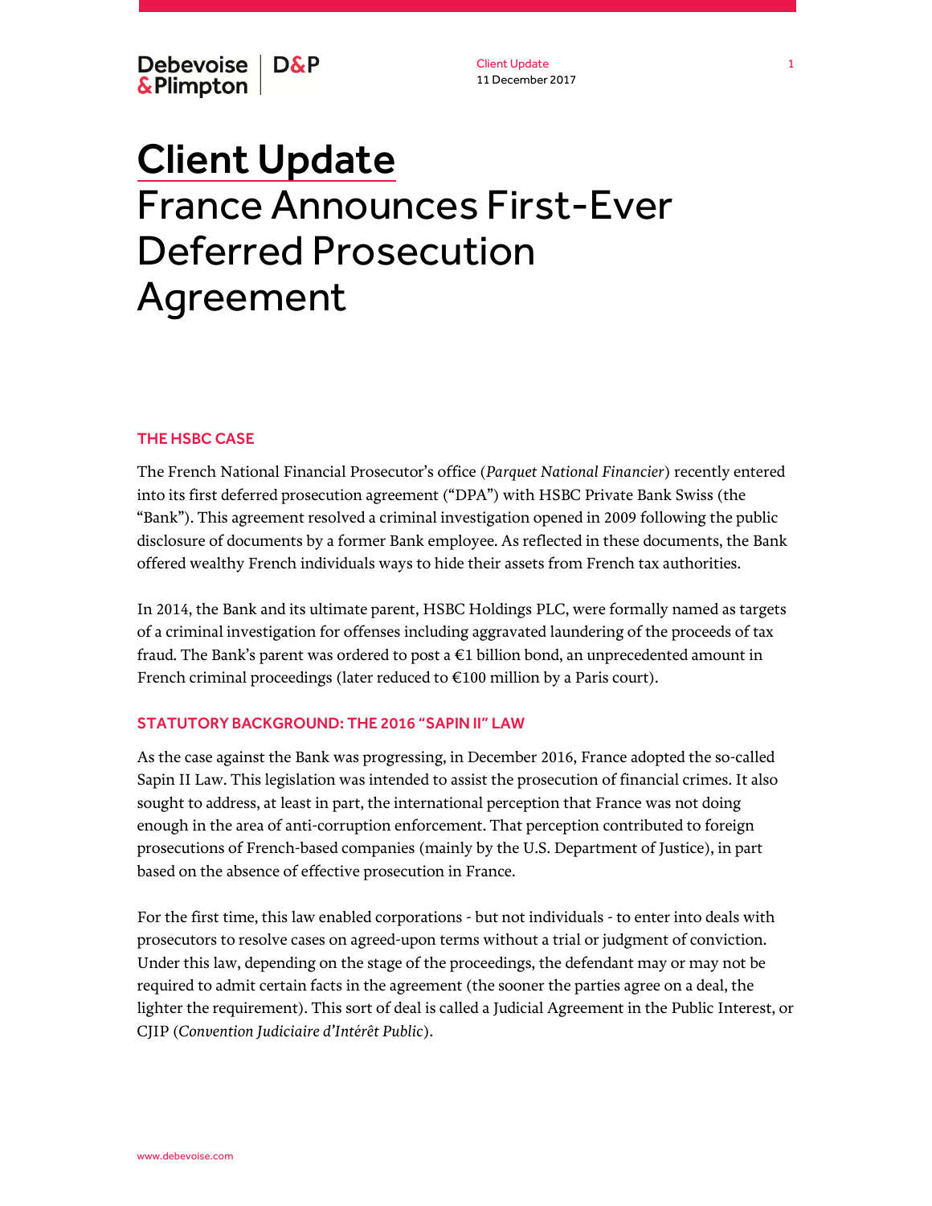# Client Update
## France Announces First-Ever Deferred Prosecution Agreement

### THE HSBC CASE

The French National Financial Prosecutor's office (*Parquet National Financier*) recently entered into its first deferred prosecution agreement ("DPA") with HSBC Private Bank Swiss (the "Bank"). This agreement resolved a criminal investigation opened in 2009 following the public disclosure of documents by a former Bank employee. As reflected in these documents, the Bank offered wealthy French individuals ways to hide their assets from French tax authorities.

In 2014, the Bank and its ultimate parent, HSBC Holdings PLC, were formally named as targets of a criminal investigation for offenses including aggravated laundering of the proceeds of tax fraud. The Bank's parent was ordered to post a €1 billion bond, an unprecedented amount in French criminal proceedings (later reduced to €100 million by a Paris court).

### STATUTORY BACKGROUND: THE 2016 "SAPIN II" LAW

As the case against the Bank was progressing, in December 2016, France adopted the so-called Sapin II Law. This legislation was intended to assist the prosecution of financial crimes. It also sought to address, at least in part, the international perception that France was not doing enough in the area of anti-corruption enforcement. That perception contributed to foreign prosecutions of French-based companies (mainly by the U.S. Department of Justice), in part based on the absence of effective prosecution in France.

For the first time, this law enabled corporations - but not individuals - to enter into deals with prosecutors to resolve cases on agreed-upon terms without a trial or judgment of conviction. Under this law, depending on the stage of the proceedings, the defendant may or may not be required to admit certain facts in the agreement (the sooner the parties agree on a deal, the lighter the requirement). This sort of deal is called a Judicial Agreement in the Public Interest, or CJIP (*Convention Judiciaire d'Intérêt Public*).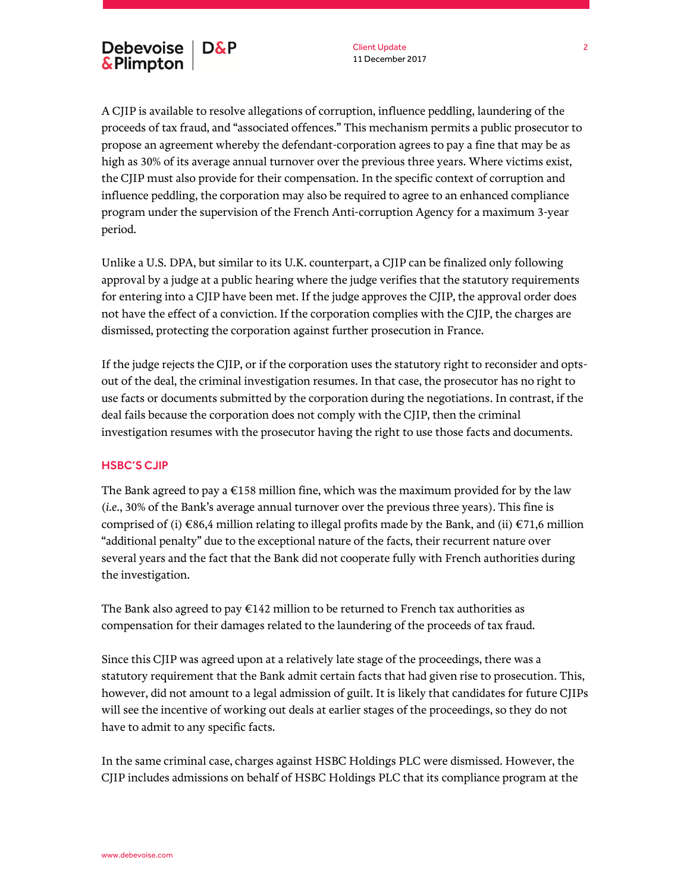A CJIP is available to resolve allegations of corruption, influence peddling, laundering of the proceeds of tax fraud, and “associated offences.” This mechanism permits a public prosecutor to propose an agreement whereby the defendant-corporation agrees to pay a fine that may be as high as 30% of its average annual turnover over the previous three years. Where victims exist, the CJIP must also provide for their compensation. In the specific context of corruption and influence peddling, the corporation may also be required to agree to an enhanced compliance program under the supervision of the French Anti-corruption Agency for a maximum 3-year period.

Unlike a U.S. DPA, but similar to its U.K. counterpart, a CJIP can be finalized only following approval by a judge at a public hearing where the judge verifies that the statutory requirements for entering into a CJIP have been met. If the judge approves the CJIP, the approval order does not have the effect of a conviction. If the corporation complies with the CJIP, the charges are dismissed, protecting the corporation against further prosecution in France.

If the judge rejects the CJIP, or if the corporation uses the statutory right to reconsider and opts-out of the deal, the criminal investigation resumes. In that case, the prosecutor has no right to use facts or documents submitted by the corporation during the negotiations. In contrast, if the deal fails because the corporation does not comply with the CJIP, then the criminal investigation resumes with the prosecutor having the right to use those facts and documents.

## HSBC’S CJIP

The Bank agreed to pay a €158 million fine, which was the maximum provided for by the law (*i.e.*, 30% of the Bank’s average annual turnover over the previous three years). This fine is comprised of (i) €86,4 million relating to illegal profits made by the Bank, and (ii) €71,6 million “additional penalty” due to the exceptional nature of the facts, their recurrent nature over several years and the fact that the Bank did not cooperate fully with French authorities during the investigation.

The Bank also agreed to pay €142 million to be returned to French tax authorities as compensation for their damages related to the laundering of the proceeds of tax fraud.

Since this CJIP was agreed upon at a relatively late stage of the proceedings, there was a statutory requirement that the Bank admit certain facts that had given rise to prosecution. This, however, did not amount to a legal admission of guilt. It is likely that candidates for future CJIPs will see the incentive of working out deals at earlier stages of the proceedings, so they do not have to admit to any specific facts.

In the same criminal case, charges against HSBC Holdings PLC were dismissed. However, the CJIP includes admissions on behalf of HSBC Holdings PLC that its compliance program at the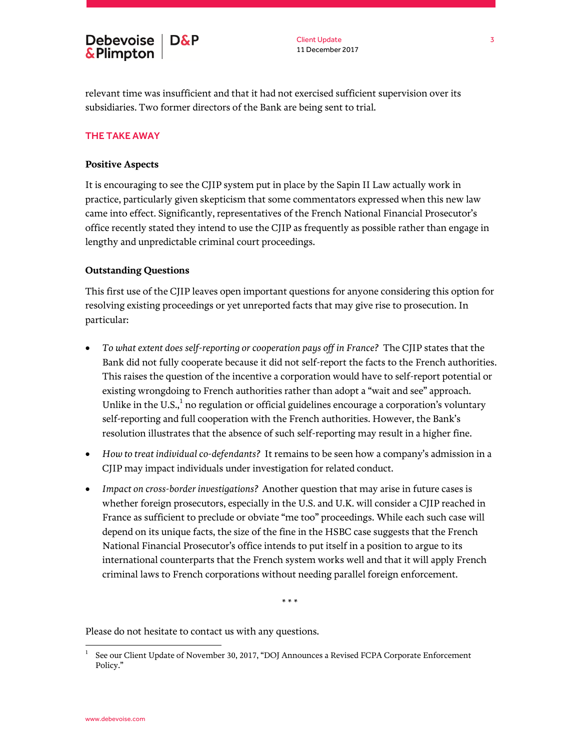relevant time was insufficient and that it had not exercised sufficient supervision over its subsidiaries. Two former directors of the Bank are being sent to trial.

## THE TAKE AWAY

### Positive Aspects

It is encouraging to see the CJIP system put in place by the Sapin II Law actually work in practice, particularly given skepticism that some commentators expressed when this new law came into effect. Significantly, representatives of the French National Financial Prosecutor's office recently stated they intend to use the CJIP as frequently as possible rather than engage in lengthy and unpredictable criminal court proceedings.

### Outstanding Questions

This first use of the CJIP leaves open important questions for anyone considering this option for resolving existing proceedings or yet unreported facts that may give rise to prosecution. In particular:

- *To what extent does self-reporting or cooperation pays off in France?* The CJIP states that the Bank did not fully cooperate because it did not self-report the facts to the French authorities. This raises the question of the incentive a corporation would have to self-report potential or existing wrongdoing to French authorities rather than adopt a "wait and see" approach. Unlike in the U.S.,[1] no regulation or official guidelines encourage a corporation's voluntary self-reporting and full cooperation with the French authorities. However, the Bank's resolution illustrates that the absence of such self-reporting may result in a higher fine.
- *How to treat individual co-defendants?* It remains to be seen how a company's admission in a CJIP may impact individuals under investigation for related conduct.
- *Impact on cross-border investigations?* Another question that may arise in future cases is whether foreign prosecutors, especially in the U.S. and U.K. will consider a CJIP reached in France as sufficient to preclude or obviate "me too" proceedings. While each such case will depend on its unique facts, the size of the fine in the HSBC case suggests that the French National Financial Prosecutor's office intends to put itself in a position to argue to its international counterparts that the French system works well and that it will apply French criminal laws to French corporations without needing parallel foreign enforcement.

\* \* \*

Please do not hesitate to contact us with any questions.

---

[1] See our Client Update of November 30, 2017, "DOJ Announces a Revised FCPA Corporate Enforcement Policy."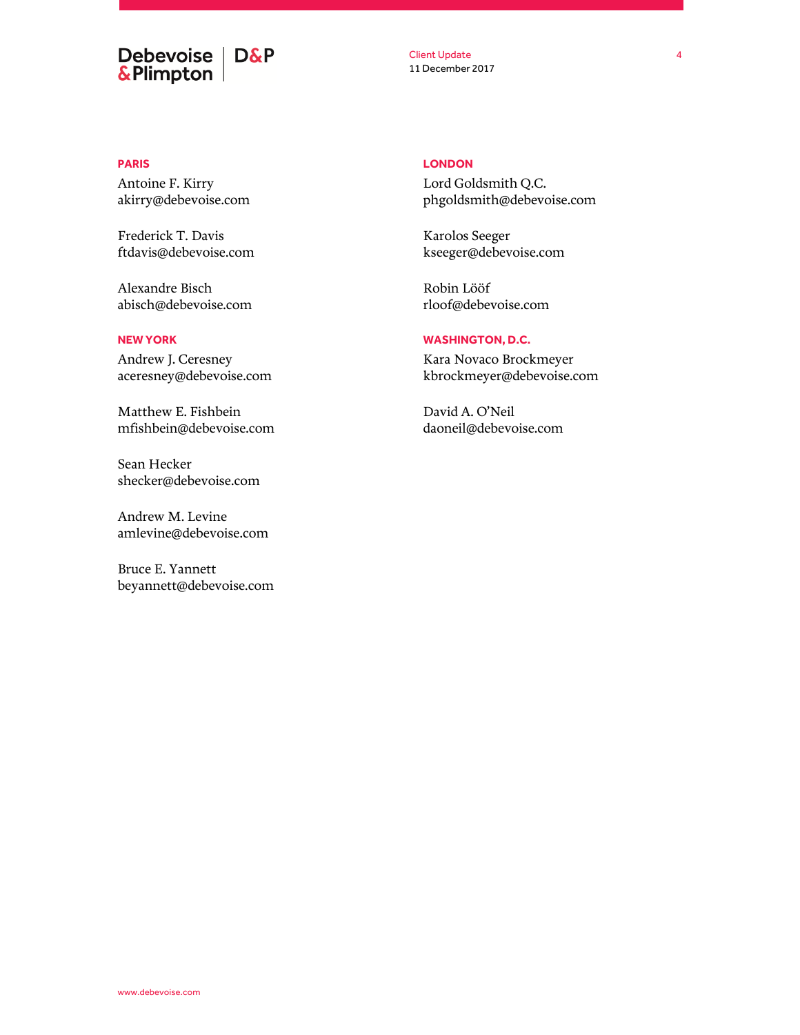**PARIS**

Antoine F. Kirry
akirry@debevoise.com

Frederick T. Davis
ftdavis@debevoise.com

Alexandre Bisch
abisch@debevoise.com

**NEW YORK**

Andrew J. Ceresney
aceresney@debevoise.com

Matthew E. Fishbein
mfishbein@debevoise.com

Sean Hecker
shecker@debevoise.com

Andrew M. Levine
amlevine@debevoise.com

Bruce E. Yannett
beyannett@debevoise.com

**LONDON**

Lord Goldsmith Q.C.
phgoldsmith@debevoise.com

Karolos Seeger
kseeger@debevoise.com

Robin Lööf
rloof@debevoise.com

**WASHINGTON, D.C.**

Kara Novaco Brockmeyer
kbrockmeyer@debevoise.com

David A. O'Neil
daoneil@debevoise.com